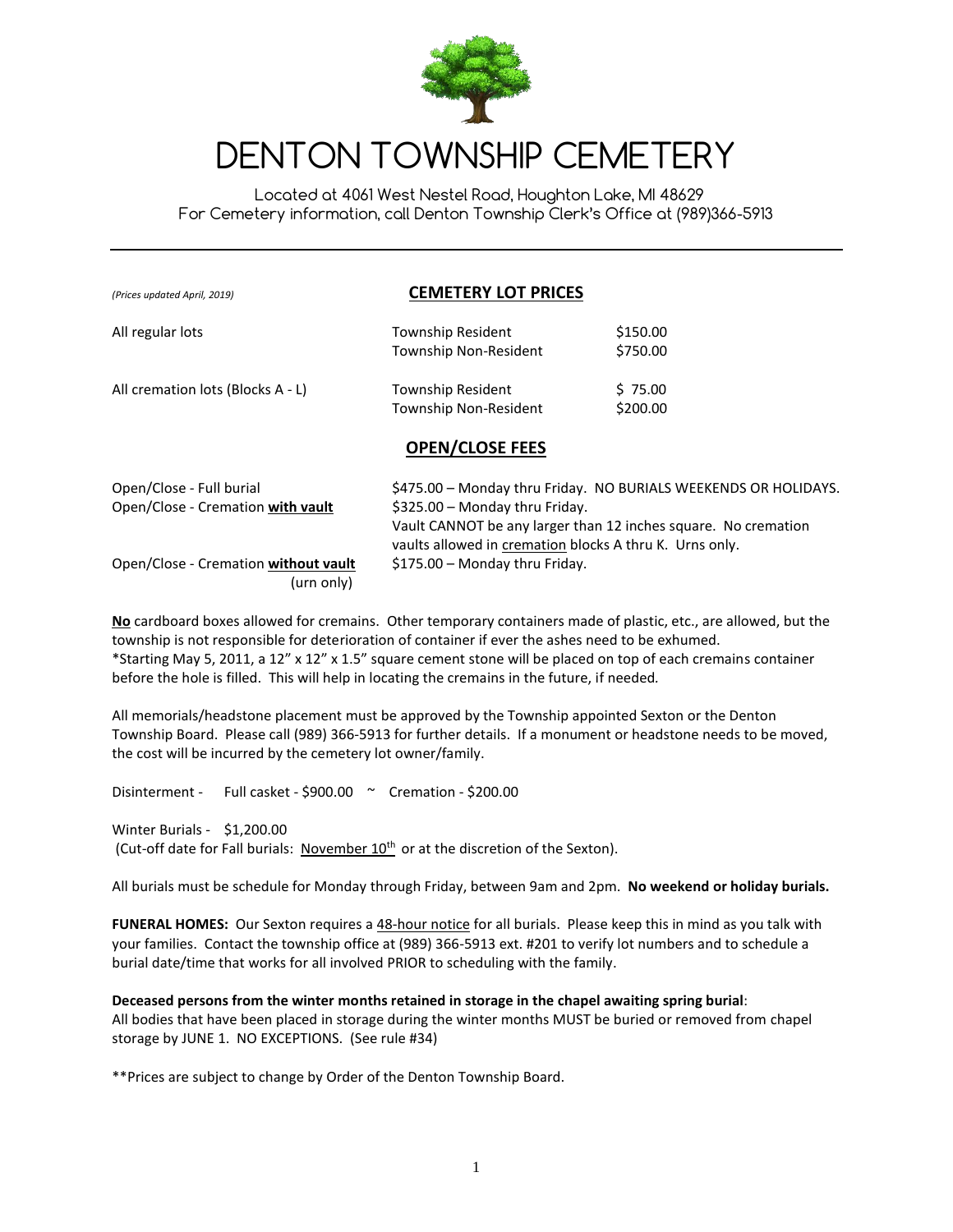# DENTON TOWNSHIP CEMETERY

Located at 4061 West Nestel Road, Houghton Lake, MI 48629
For Cemetery information, call Denton Township Clerk's Office at (989)366-5913

---

*(Prices updated April, 2019)*

## CEMETERY LOT PRICES

| | | |
|---|---|---|
| All regular lots | Township Resident | \$150.00 |
| | Township Non-Resident | \$750.00 |
| All cremation lots (Blocks A - L) | Township Resident | \$ 75.00 |
| | Township Non-Resident | \$200.00 |

## OPEN/CLOSE FEES

| | |
|---|---|
| Open/Close - Full burial | \$475.00 – Monday thru Friday. NO BURIALS WEEKENDS OR HOLIDAYS. |
| Open/Close - Cremation **with vault** | \$325.00 – Monday thru Friday. Vault CANNOT be any larger than 12 inches square. No cremation vaults allowed in cremation blocks A thru K. Urns only. |
| Open/Close - Cremation **without vault** (urn only) | \$175.00 – Monday thru Friday. |

**No** cardboard boxes allowed for cremains. Other temporary containers made of plastic, etc., are allowed, but the township is not responsible for deterioration of container if ever the ashes need to be exhumed.
*Starting May 5, 2011, a 12" x 12" x 1.5" square cement stone will be placed on top of each cremains container before the hole is filled. This will help in locating the cremains in the future, if needed.

All memorials/headstone placement must be approved by the Township appointed Sexton or the Denton Township Board. Please call (989) 366-5913 for further details. If a monument or headstone needs to be moved, the cost will be incurred by the cemetery lot owner/family.

Disinterment - Full casket - \$900.00 ~ Cremation - \$200.00

Winter Burials - \$1,200.00
(Cut-off date for Fall burials: November 10th or at the discretion of the Sexton).

All burials must be schedule for Monday through Friday, between 9am and 2pm. **No weekend or holiday burials.**

**FUNERAL HOMES:** Our Sexton requires a 48-hour notice for all burials. Please keep this in mind as you talk with your families. Contact the township office at (989) 366-5913 ext. #201 to verify lot numbers and to schedule a burial date/time that works for all involved PRIOR to scheduling with the family.

**Deceased persons from the winter months retained in storage in the chapel awaiting spring burial**:
All bodies that have been placed in storage during the winter months MUST be buried or removed from chapel storage by JUNE 1. NO EXCEPTIONS. (See rule #34)

**Prices are subject to change by Order of the Denton Township Board.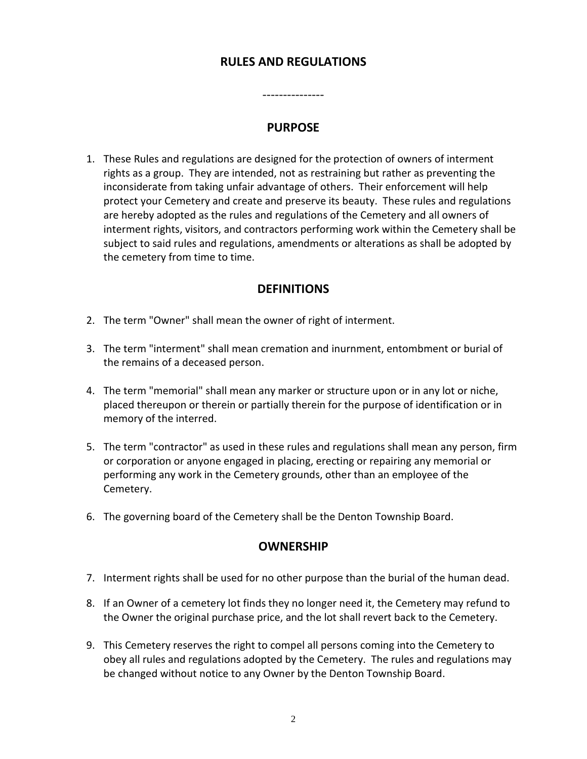# RULES AND REGULATIONS

---------------

## PURPOSE

1. These Rules and regulations are designed for the protection of owners of interment rights as a group. They are intended, not as restraining but rather as preventing the inconsiderate from taking unfair advantage of others. Their enforcement will help protect your Cemetery and create and preserve its beauty. These rules and regulations are hereby adopted as the rules and regulations of the Cemetery and all owners of interment rights, visitors, and contractors performing work within the Cemetery shall be subject to said rules and regulations, amendments or alterations as shall be adopted by the cemetery from time to time.

## DEFINITIONS

2. The term "Owner" shall mean the owner of right of interment.

3. The term "interment" shall mean cremation and inurnment, entombment or burial of the remains of a deceased person.

4. The term "memorial" shall mean any marker or structure upon or in any lot or niche, placed thereupon or therein or partially therein for the purpose of identification or in memory of the interred.

5. The term "contractor" as used in these rules and regulations shall mean any person, firm or corporation or anyone engaged in placing, erecting or repairing any memorial or performing any work in the Cemetery grounds, other than an employee of the Cemetery.

6. The governing board of the Cemetery shall be the Denton Township Board.

## OWNERSHIP

7. Interment rights shall be used for no other purpose than the burial of the human dead.

8. If an Owner of a cemetery lot finds they no longer need it, the Cemetery may refund to the Owner the original purchase price, and the lot shall revert back to the Cemetery.

9. This Cemetery reserves the right to compel all persons coming into the Cemetery to obey all rules and regulations adopted by the Cemetery. The rules and regulations may be changed without notice to any Owner by the Denton Township Board.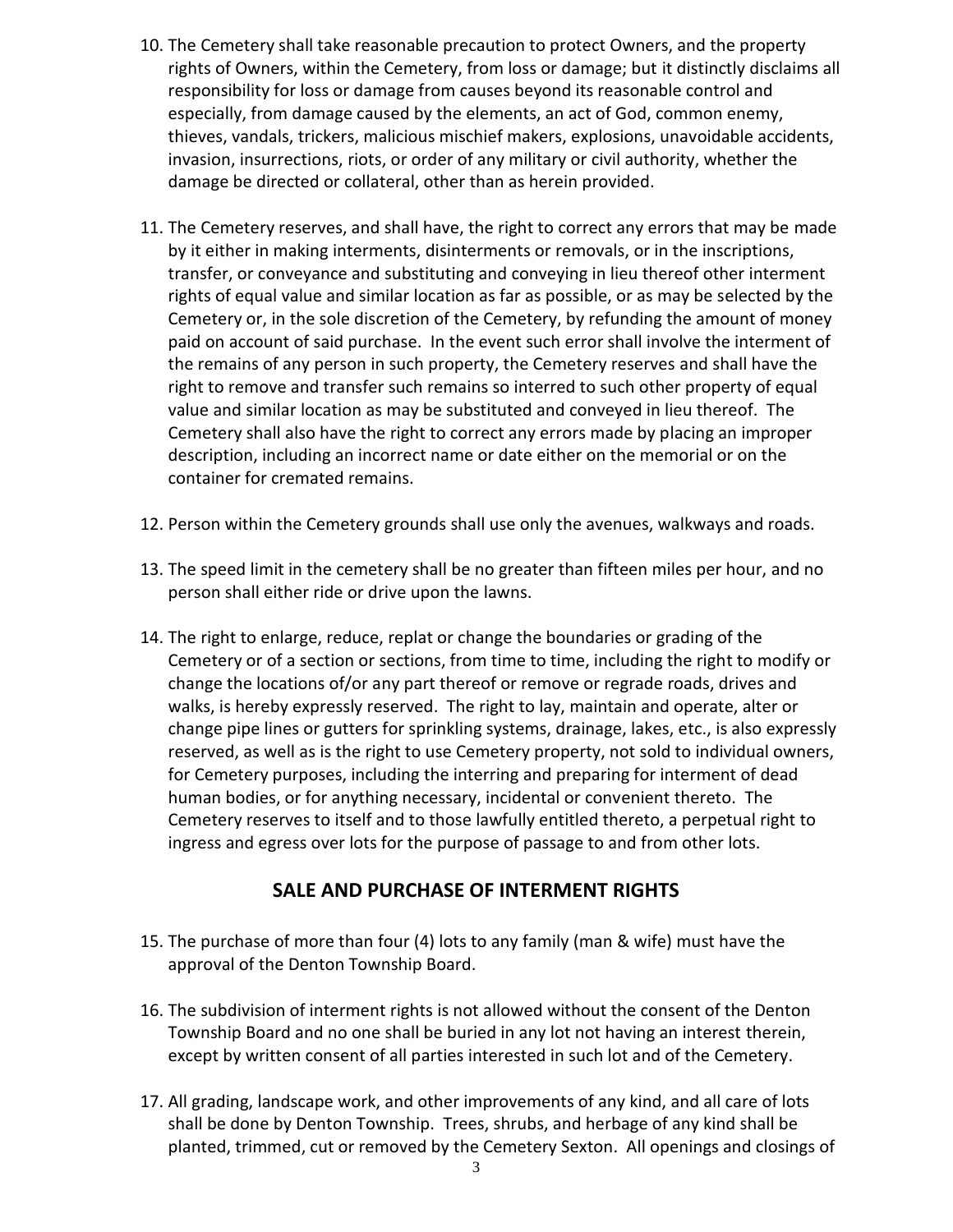10. The Cemetery shall take reasonable precaution to protect Owners, and the property rights of Owners, within the Cemetery, from loss or damage; but it distinctly disclaims all responsibility for loss or damage from causes beyond its reasonable control and especially, from damage caused by the elements, an act of God, common enemy, thieves, vandals, trickers, malicious mischief makers, explosions, unavoidable accidents, invasion, insurrections, riots, or order of any military or civil authority, whether the damage be directed or collateral, other than as herein provided.

11. The Cemetery reserves, and shall have, the right to correct any errors that may be made by it either in making interments, disinterments or removals, or in the inscriptions, transfer, or conveyance and substituting and conveying in lieu thereof other interment rights of equal value and similar location as far as possible, or as may be selected by the Cemetery or, in the sole discretion of the Cemetery, by refunding the amount of money paid on account of said purchase. In the event such error shall involve the interment of the remains of any person in such property, the Cemetery reserves and shall have the right to remove and transfer such remains so interred to such other property of equal value and similar location as may be substituted and conveyed in lieu thereof. The Cemetery shall also have the right to correct any errors made by placing an improper description, including an incorrect name or date either on the memorial or on the container for cremated remains.

12. Person within the Cemetery grounds shall use only the avenues, walkways and roads.

13. The speed limit in the cemetery shall be no greater than fifteen miles per hour, and no person shall either ride or drive upon the lawns.

14. The right to enlarge, reduce, replat or change the boundaries or grading of the Cemetery or of a section or sections, from time to time, including the right to modify or change the locations of/or any part thereof or remove or regrade roads, drives and walks, is hereby expressly reserved. The right to lay, maintain and operate, alter or change pipe lines or gutters for sprinkling systems, drainage, lakes, etc., is also expressly reserved, as well as is the right to use Cemetery property, not sold to individual owners, for Cemetery purposes, including the interring and preparing for interment of dead human bodies, or for anything necessary, incidental or convenient thereto. The Cemetery reserves to itself and to those lawfully entitled thereto, a perpetual right to ingress and egress over lots for the purpose of passage to and from other lots.

## SALE AND PURCHASE OF INTERMENT RIGHTS

15. The purchase of more than four (4) lots to any family (man & wife) must have the approval of the Denton Township Board.

16. The subdivision of interment rights is not allowed without the consent of the Denton Township Board and no one shall be buried in any lot not having an interest therein, except by written consent of all parties interested in such lot and of the Cemetery.

17. All grading, landscape work, and other improvements of any kind, and all care of lots shall be done by Denton Township. Trees, shrubs, and herbage of any kind shall be planted, trimmed, cut or removed by the Cemetery Sexton. All openings and closings of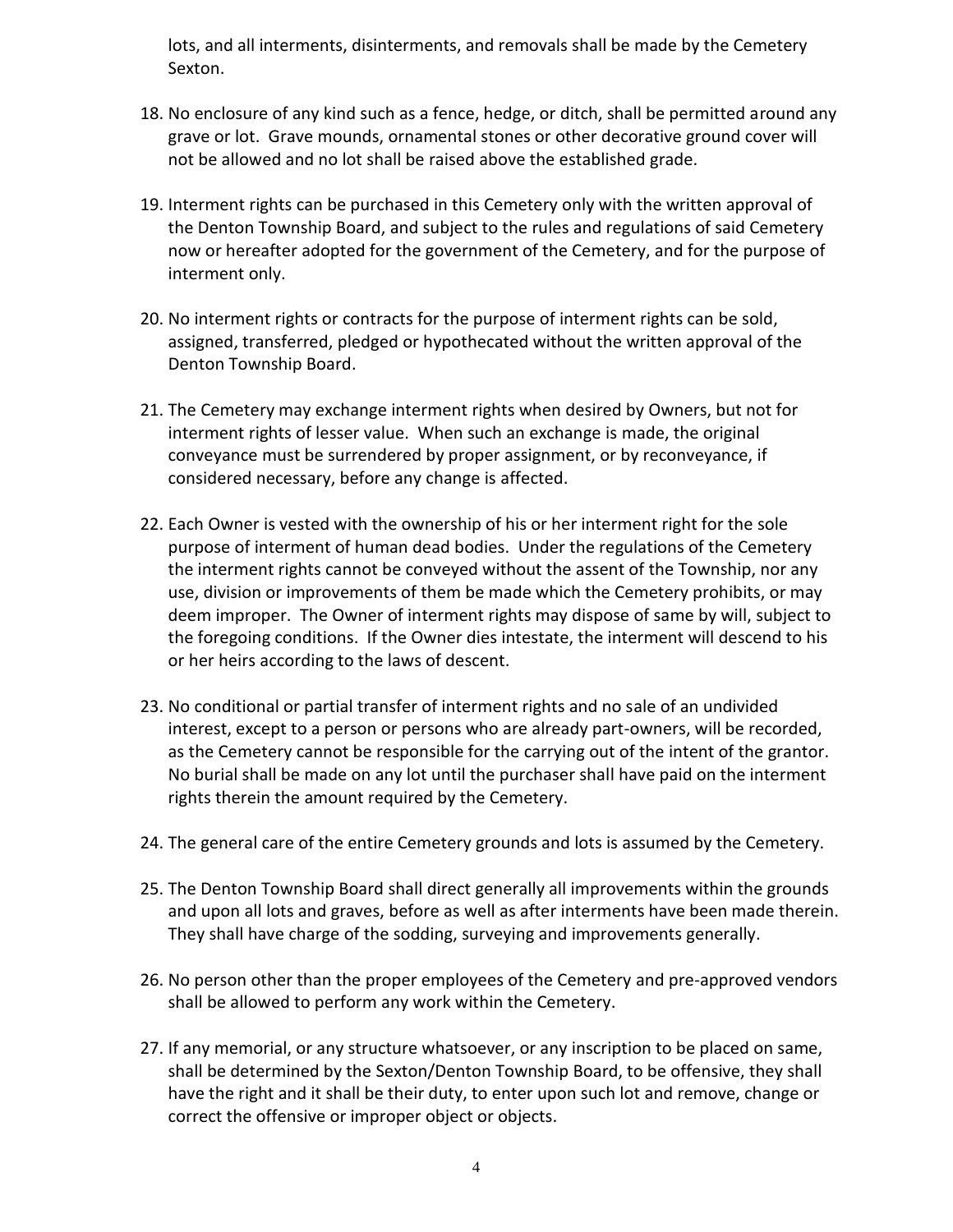lots, and all interments, disinterments, and removals shall be made by the Cemetery Sexton.

18. No enclosure of any kind such as a fence, hedge, or ditch, shall be permitted around any grave or lot. Grave mounds, ornamental stones or other decorative ground cover will not be allowed and no lot shall be raised above the established grade.

19. Interment rights can be purchased in this Cemetery only with the written approval of the Denton Township Board, and subject to the rules and regulations of said Cemetery now or hereafter adopted for the government of the Cemetery, and for the purpose of interment only.

20. No interment rights or contracts for the purpose of interment rights can be sold, assigned, transferred, pledged or hypothecated without the written approval of the Denton Township Board.

21. The Cemetery may exchange interment rights when desired by Owners, but not for interment rights of lesser value. When such an exchange is made, the original conveyance must be surrendered by proper assignment, or by reconveyance, if considered necessary, before any change is affected.

22. Each Owner is vested with the ownership of his or her interment right for the sole purpose of interment of human dead bodies. Under the regulations of the Cemetery the interment rights cannot be conveyed without the assent of the Township, nor any use, division or improvements of them be made which the Cemetery prohibits, or may deem improper. The Owner of interment rights may dispose of same by will, subject to the foregoing conditions. If the Owner dies intestate, the interment will descend to his or her heirs according to the laws of descent.

23. No conditional or partial transfer of interment rights and no sale of an undivided interest, except to a person or persons who are already part-owners, will be recorded, as the Cemetery cannot be responsible for the carrying out of the intent of the grantor. No burial shall be made on any lot until the purchaser shall have paid on the interment rights therein the amount required by the Cemetery.

24. The general care of the entire Cemetery grounds and lots is assumed by the Cemetery.

25. The Denton Township Board shall direct generally all improvements within the grounds and upon all lots and graves, before as well as after interments have been made therein. They shall have charge of the sodding, surveying and improvements generally.

26. No person other than the proper employees of the Cemetery and pre-approved vendors shall be allowed to perform any work within the Cemetery.

27. If any memorial, or any structure whatsoever, or any inscription to be placed on same, shall be determined by the Sexton/Denton Township Board, to be offensive, they shall have the right and it shall be their duty, to enter upon such lot and remove, change or correct the offensive or improper object or objects.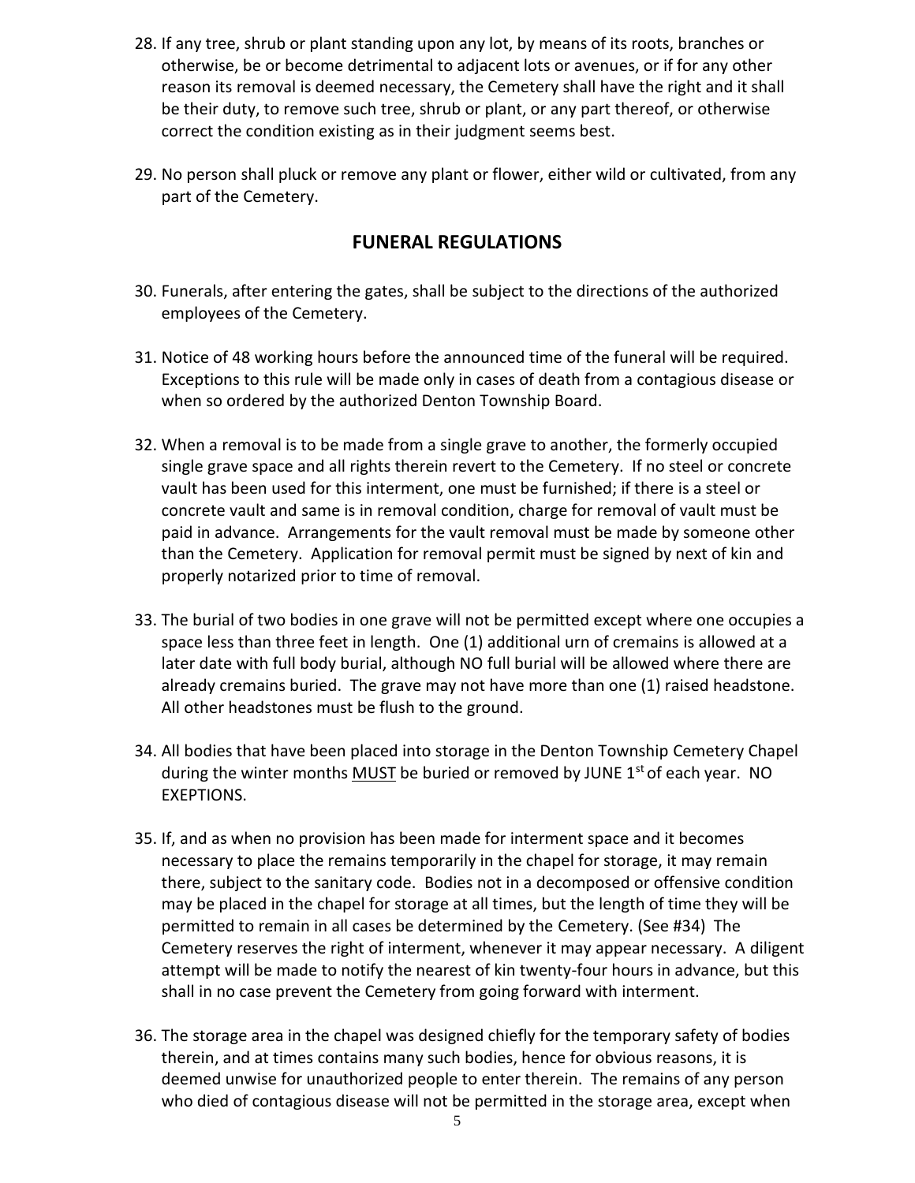28. If any tree, shrub or plant standing upon any lot, by means of its roots, branches or otherwise, be or become detrimental to adjacent lots or avenues, or if for any other reason its removal is deemed necessary, the Cemetery shall have the right and it shall be their duty, to remove such tree, shrub or plant, or any part thereof, or otherwise correct the condition existing as in their judgment seems best.

29. No person shall pluck or remove any plant or flower, either wild or cultivated, from any part of the Cemetery.

## FUNERAL REGULATIONS

30. Funerals, after entering the gates, shall be subject to the directions of the authorized employees of the Cemetery.

31. Notice of 48 working hours before the announced time of the funeral will be required. Exceptions to this rule will be made only in cases of death from a contagious disease or when so ordered by the authorized Denton Township Board.

32. When a removal is to be made from a single grave to another, the formerly occupied single grave space and all rights therein revert to the Cemetery. If no steel or concrete vault has been used for this interment, one must be furnished; if there is a steel or concrete vault and same is in removal condition, charge for removal of vault must be paid in advance. Arrangements for the vault removal must be made by someone other than the Cemetery. Application for removal permit must be signed by next of kin and properly notarized prior to time of removal.

33. The burial of two bodies in one grave will not be permitted except where one occupies a space less than three feet in length. One (1) additional urn of cremains is allowed at a later date with full body burial, although NO full burial will be allowed where there are already cremains buried. The grave may not have more than one (1) raised headstone. All other headstones must be flush to the ground.

34. All bodies that have been placed into storage in the Denton Township Cemetery Chapel during the winter months <u>MUST</u> be buried or removed by JUNE 1st of each year. NO EXEPTIONS.

35. If, and as when no provision has been made for interment space and it becomes necessary to place the remains temporarily in the chapel for storage, it may remain there, subject to the sanitary code. Bodies not in a decomposed or offensive condition may be placed in the chapel for storage at all times, but the length of time they will be permitted to remain in all cases be determined by the Cemetery. (See #34) The Cemetery reserves the right of interment, whenever it may appear necessary. A diligent attempt will be made to notify the nearest of kin twenty-four hours in advance, but this shall in no case prevent the Cemetery from going forward with interment.

36. The storage area in the chapel was designed chiefly for the temporary safety of bodies therein, and at times contains many such bodies, hence for obvious reasons, it is deemed unwise for unauthorized people to enter therein. The remains of any person who died of contagious disease will not be permitted in the storage area, except when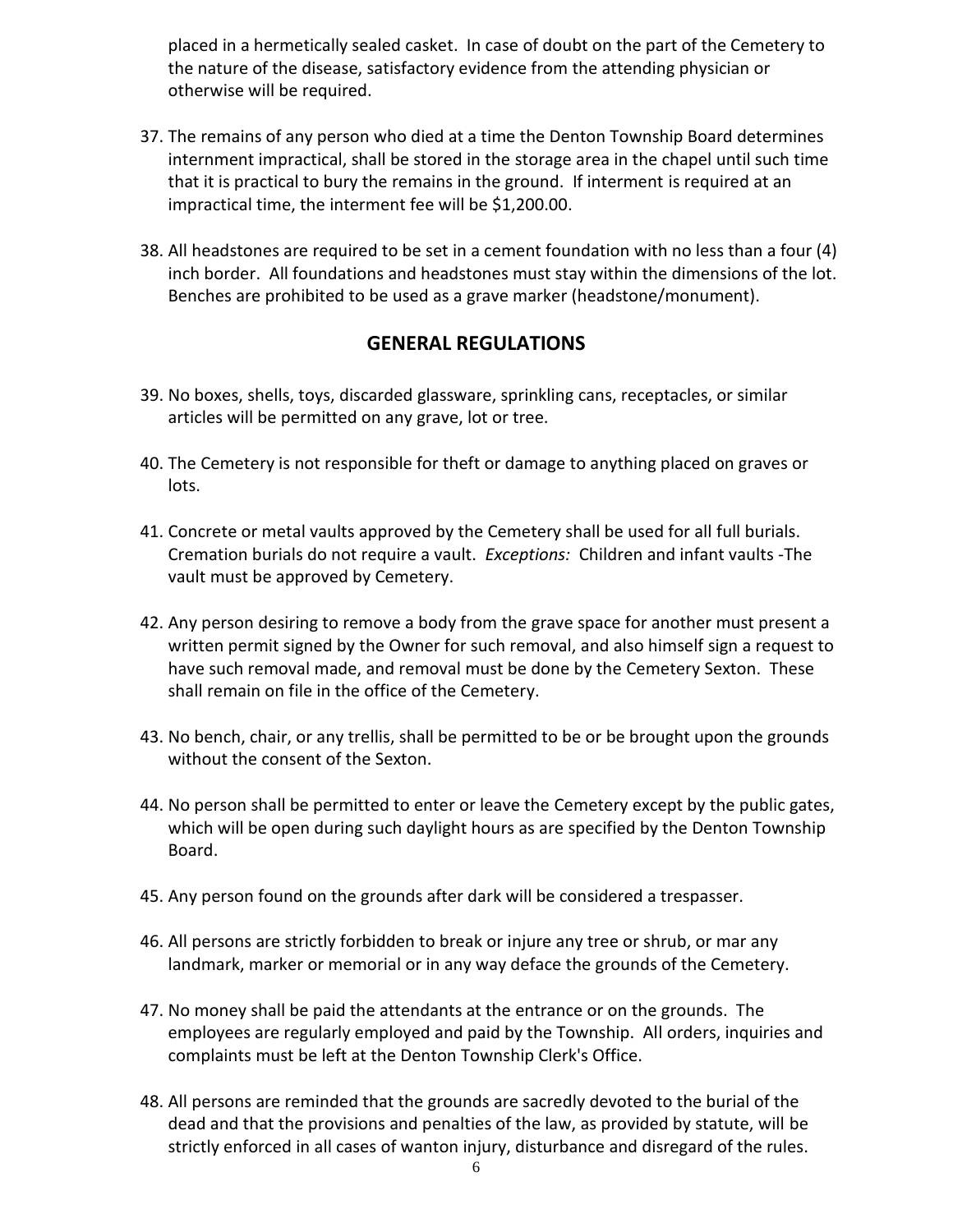placed in a hermetically sealed casket. In case of doubt on the part of the Cemetery to the nature of the disease, satisfactory evidence from the attending physician or otherwise will be required.

37. The remains of any person who died at a time the Denton Township Board determines internment impractical, shall be stored in the storage area in the chapel until such time that it is practical to bury the remains in the ground. If interment is required at an impractical time, the interment fee will be $1,200.00.

38. All headstones are required to be set in a cement foundation with no less than a four (4) inch border. All foundations and headstones must stay within the dimensions of the lot. Benches are prohibited to be used as a grave marker (headstone/monument).

## GENERAL REGULATIONS

39. No boxes, shells, toys, discarded glassware, sprinkling cans, receptacles, or similar articles will be permitted on any grave, lot or tree.

40. The Cemetery is not responsible for theft or damage to anything placed on graves or lots.

41. Concrete or metal vaults approved by the Cemetery shall be used for all full burials. Cremation burials do not require a vault. *Exceptions:* Children and infant vaults -The vault must be approved by Cemetery.

42. Any person desiring to remove a body from the grave space for another must present a written permit signed by the Owner for such removal, and also himself sign a request to have such removal made, and removal must be done by the Cemetery Sexton. These shall remain on file in the office of the Cemetery.

43. No bench, chair, or any trellis, shall be permitted to be or be brought upon the grounds without the consent of the Sexton.

44. No person shall be permitted to enter or leave the Cemetery except by the public gates, which will be open during such daylight hours as are specified by the Denton Township Board.

45. Any person found on the grounds after dark will be considered a trespasser.

46. All persons are strictly forbidden to break or injure any tree or shrub, or mar any landmark, marker or memorial or in any way deface the grounds of the Cemetery.

47. No money shall be paid the attendants at the entrance or on the grounds. The employees are regularly employed and paid by the Township. All orders, inquiries and complaints must be left at the Denton Township Clerk's Office.

48. All persons are reminded that the grounds are sacredly devoted to the burial of the dead and that the provisions and penalties of the law, as provided by statute, will be strictly enforced in all cases of wanton injury, disturbance and disregard of the rules.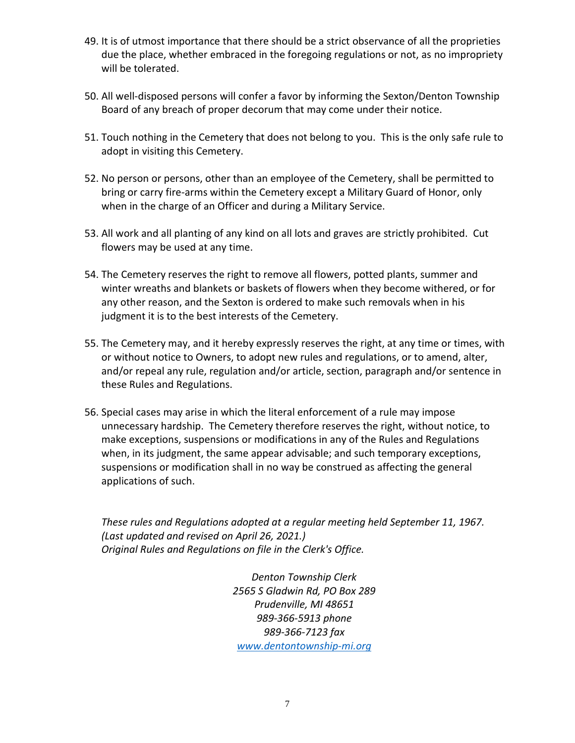49. It is of utmost importance that there should be a strict observance of all the proprieties due the place, whether embraced in the foregoing regulations or not, as no impropriety will be tolerated.

50. All well-disposed persons will confer a favor by informing the Sexton/Denton Township Board of any breach of proper decorum that may come under their notice.

51. Touch nothing in the Cemetery that does not belong to you. This is the only safe rule to adopt in visiting this Cemetery.

52. No person or persons, other than an employee of the Cemetery, shall be permitted to bring or carry fire-arms within the Cemetery except a Military Guard of Honor, only when in the charge of an Officer and during a Military Service.

53. All work and all planting of any kind on all lots and graves are strictly prohibited. Cut flowers may be used at any time.

54. The Cemetery reserves the right to remove all flowers, potted plants, summer and winter wreaths and blankets or baskets of flowers when they become withered, or for any other reason, and the Sexton is ordered to make such removals when in his judgment it is to the best interests of the Cemetery.

55. The Cemetery may, and it hereby expressly reserves the right, at any time or times, with or without notice to Owners, to adopt new rules and regulations, or to amend, alter, and/or repeal any rule, regulation and/or article, section, paragraph and/or sentence in these Rules and Regulations.

56. Special cases may arise in which the literal enforcement of a rule may impose unnecessary hardship. The Cemetery therefore reserves the right, without notice, to make exceptions, suspensions or modifications in any of the Rules and Regulations when, in its judgment, the same appear advisable; and such temporary exceptions, suspensions or modification shall in no way be construed as affecting the general applications of such.

*These rules and Regulations adopted at a regular meeting held September 11, 1967.*
*(Last updated and revised on April 26, 2021.)*
*Original Rules and Regulations on file in the Clerk's Office.*

*Denton Township Clerk*
*2565 S Gladwin Rd, PO Box 289*
*Prudenville, MI 48651*
*989-366-5913 phone*
*989-366-7123 fax*
*www.dentontownship-mi.org*